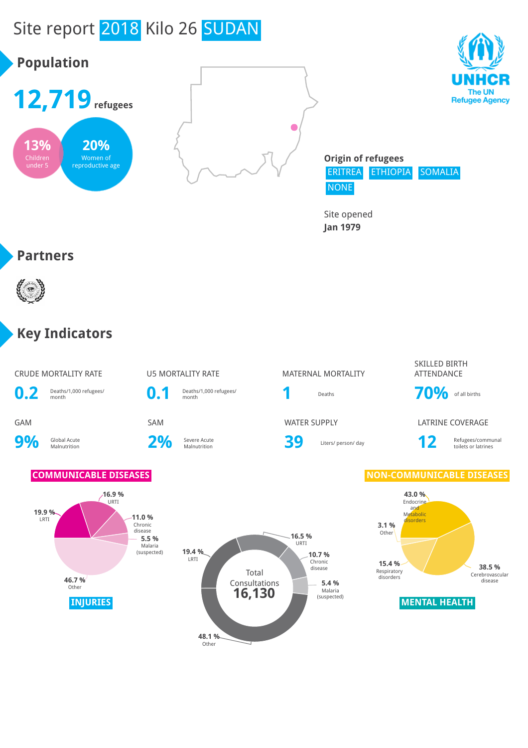# Site report 2018 Kilo 26 SUDAN

## Population

**12,719** refugees

- 13% Children under 5
- 20% Women of reproductive age

**Origin of refugees**

ERITREA ETHIOPIA SOMALIA NONE

Site opened
**Jan 1979**

## Partners

## Key Indicators

| Indicator | Value | Unit |
|---|---|---|
| CRUDE MORTALITY RATE | 0.2 | Deaths/1,000 refugees/ month |
| U5 MORTALITY RATE | 0.1 | Deaths/1,000 refugees/ month |
| MATERNAL MORTALITY | 1 | Deaths |
| SKILLED BIRTH ATTENDANCE | 70% | of all births |
| GAM | 9% | Global Acute Malnutrition |
| SAM | 2% | Severe Acute Malnutrition |
| WATER SUPPLY | 39 | Liters/ person/ day |
| LATRINE COVERAGE | 12 | Refugees/communal toilets or latrines |

### COMMUNICABLE DISEASES

- 16.9 % URTI
- 19.9 % LRTI
- 11.0 % Chronic disease
- 5.5 % Malaria (suspected)
- 46.7 % Other

### Total Consultations 16,130

- 16.5 % URTI
- 19.4 % LRTI
- 10.7 % Chronic disease
- 5.4 % Malaria (suspected)
- 48.1 % Other

### NON-COMMUNICABLE DISEASES

- 43.0 % Endocrine and Metabolic disorders
- 3.1 % Other
- 15.4 % Respiratory disorders
- 38.5 % Cerebrovascular disease

### INJURIES

### MENTAL HEALTH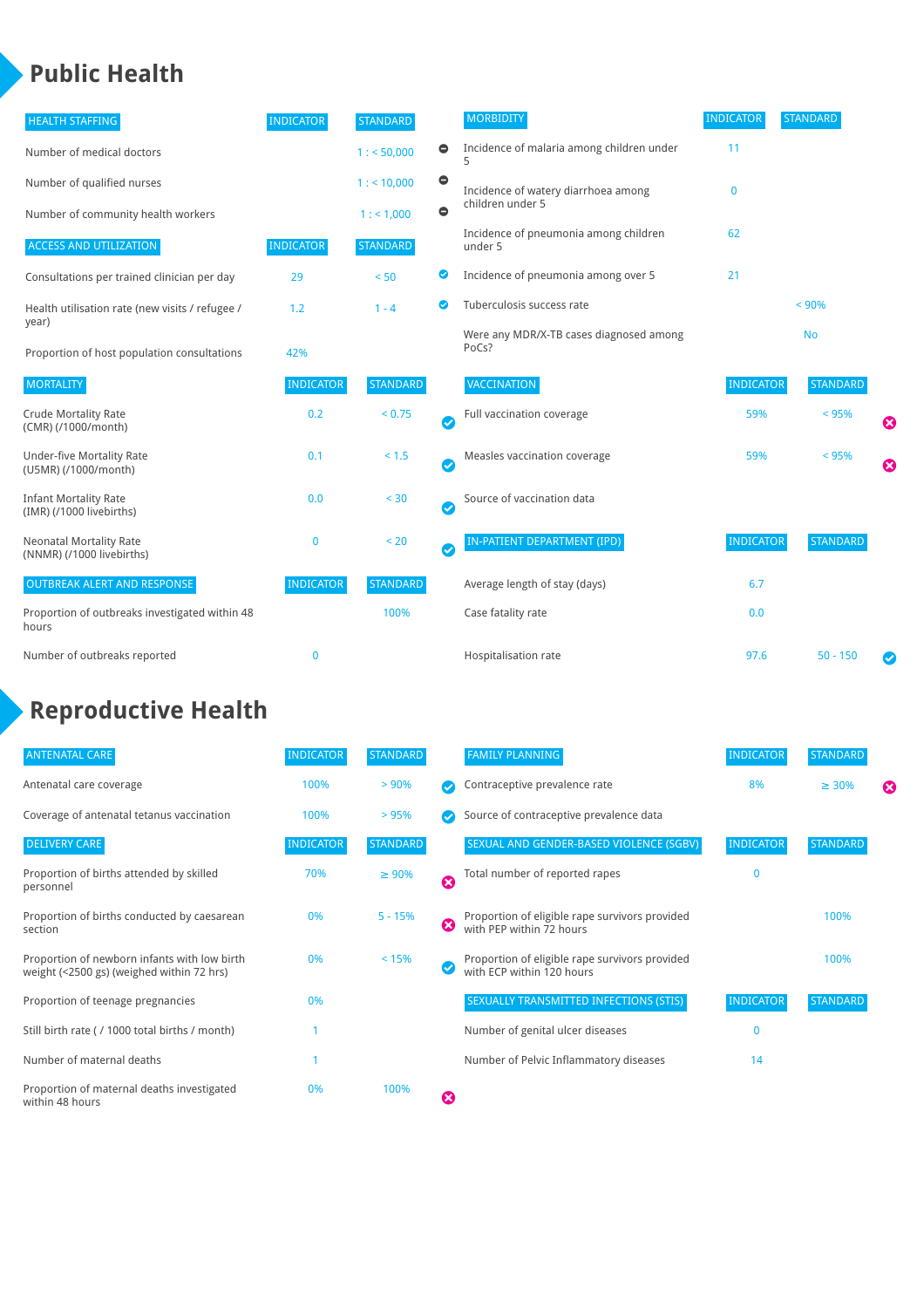# Public Health

| HEALTH STAFFING | INDICATOR | STANDARD | |
|---|---|---|---|
| Number of medical doctors | | 1 : < 50,000 | ⊖ |
| Number of qualified nurses | | 1 : < 10,000 | ⊖ |
| Number of community health workers | | 1 : < 1,000 | ⊖ |

| ACCESS AND UTILIZATION | INDICATOR | STANDARD | |
|---|---|---|---|
| Consultations per trained clinician per day | 29 | < 50 | ✔ |
| Health utilisation rate (new visits / refugee / year) | 1.2 | 1 - 4 | ✔ |
| Proportion of host population consultations | 42% | | |

| MORTALITY | INDICATOR | STANDARD | |
|---|---|---|---|
| Crude Mortality Rate (CMR) (/1000/month) | 0.2 | < 0.75 | ✔ |
| Under-five Mortality Rate (U5MR) (/1000/month) | 0.1 | < 1.5 | ✔ |
| Infant Mortality Rate (IMR) (/1000 livebirths) | 0.0 | < 30 | ✔ |
| Neonatal Mortality Rate (NNMR) (/1000 livebirths) | 0 | < 20 | ✔ |

| OUTBREAK ALERT AND RESPONSE | INDICATOR | STANDARD |
|---|---|---|
| Proportion of outbreaks investigated within 48 hours | | 100% |
| Number of outbreaks reported | 0 | |

| MORBIDITY | INDICATOR | STANDARD |
|---|---|---|
| Incidence of malaria among children under 5 | 11 | |
| Incidence of watery diarrhoea among children under 5 | 0 | |
| Incidence of pneumonia among children under 5 | 62 | |
| Incidence of pneumonia among over 5 | 21 | |
| Tuberculosis success rate | | < 90% |
| Were any MDR/X-TB cases diagnosed among PoCs? | | No |

| VACCINATION | INDICATOR | STANDARD | |
|---|---|---|---|
| Full vaccination coverage | 59% | < 95% | ✖ |
| Measles vaccination coverage | 59% | < 95% | ✖ |
| Source of vaccination data | | | |

| IN-PATIENT DEPARTMENT (IPD) | INDICATOR | STANDARD | |
|---|---|---|---|
| Average length of stay (days) | 6.7 | | |
| Case fatality rate | 0.0 | | |
| Hospitalisation rate | 97.6 | 50 - 150 | ✔ |

# Reproductive Health

| ANTENATAL CARE | INDICATOR | STANDARD | |
|---|---|---|---|
| Antenatal care coverage | 100% | > 90% | ✔ |
| Coverage of antenatal tetanus vaccination | 100% | > 95% | ✔ |

| DELIVERY CARE | INDICATOR | STANDARD | |
|---|---|---|---|
| Proportion of births attended by skilled personnel | 70% | ≥ 90% | ✖ |
| Proportion of births conducted by caesarean section | 0% | 5 - 15% | ✖ |
| Proportion of newborn infants with low birth weight (<2500 gs) (weighed within 72 hrs) | 0% | < 15% | ✔ |
| Proportion of teenage pregnancies | 0% | | |
| Still birth rate ( / 1000 total births / month) | 1 | | |
| Number of maternal deaths | 1 | | |
| Proportion of maternal deaths investigated within 48 hours | 0% | 100% | ✖ |

| FAMILY PLANNING | INDICATOR | STANDARD | |
|---|---|---|---|
| Contraceptive prevalence rate | 8% | ≥ 30% | ✖ |
| Source of contraceptive prevalence data | | | |

| SEXUAL AND GENDER-BASED VIOLENCE (SGBV) | INDICATOR | STANDARD |
|---|---|---|
| Total number of reported rapes | 0 | |
| Proportion of eligible rape survivors provided with PEP within 72 hours | | 100% |
| Proportion of eligible rape survivors provided with ECP within 120 hours | | 100% |

| SEXUALLY TRANSMITTED INFECTIONS (STIS) | INDICATOR | STANDARD |
|---|---|---|
| Number of genital ulcer diseases | 0 | |
| Number of Pelvic Inflammatory diseases | 14 | |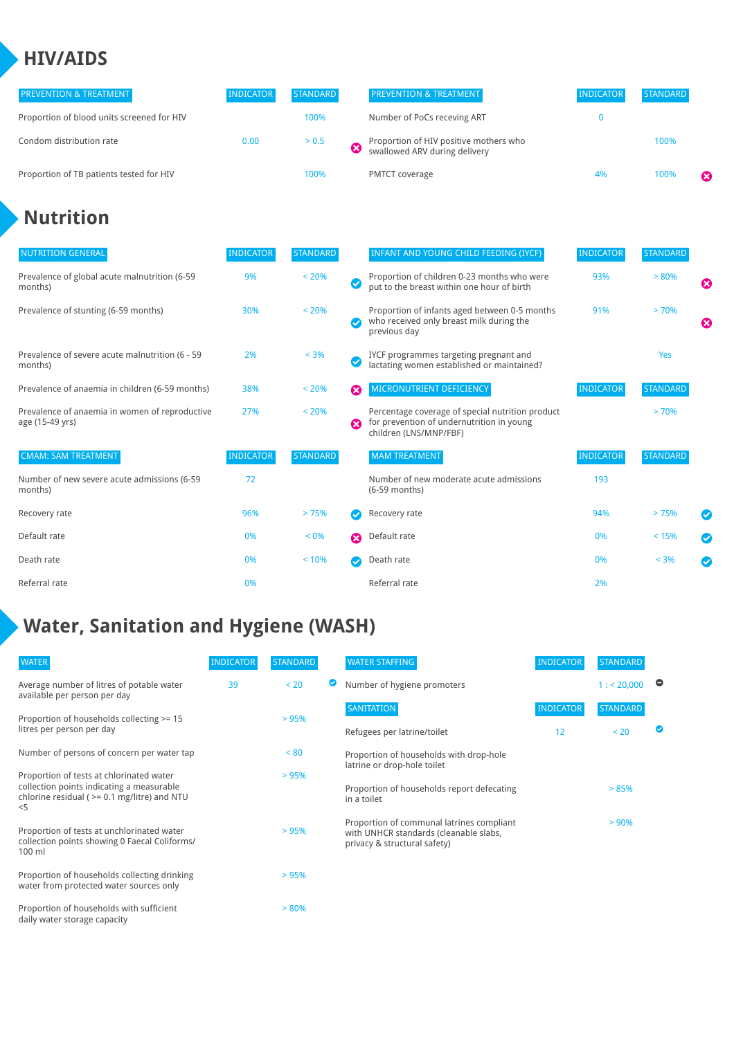# HIV/AIDS

| PREVENTION & TREATMENT | INDICATOR | STANDARD | |
|---|---|---|---|
| Proportion of blood units screened for HIV | | 100% | |
| Condom distribution rate | 0.00 | > 0.5 | ✖ |
| Proportion of TB patients tested for HIV | | 100% | |

| PREVENTION & TREATMENT | INDICATOR | STANDARD | |
|---|---|---|---|
| Number of PoCs receving ART | 0 | | |
| Proportion of HIV positive mothers who swallowed ARV during delivery | | 100% | |
| PMTCT coverage | 4% | 100% | ✖ |

# Nutrition

| NUTRITION GENERAL | INDICATOR | STANDARD | |
|---|---|---|---|
| Prevalence of global acute malnutrition (6-59 months) | 9% | < 20% | ✔ |
| Prevalence of stunting (6-59 months) | 30% | < 20% | ✔ |
| Prevalence of severe acute malnutrition (6 - 59 months) | 2% | < 3% | ✔ |
| Prevalence of anaemia in children (6-59 months) | 38% | < 20% | ✖ |
| Prevalence of anaemia in women of reproductive age (15-49 yrs) | 27% | < 20% | ✖ |

| INFANT AND YOUNG CHILD FEEDING (IYCF) | INDICATOR | STANDARD | |
|---|---|---|---|
| Proportion of children 0-23 months who were put to the breast within one hour of birth | 93% | > 80% | ✖ |
| Proportion of infants aged between 0-5 months who received only breast milk during the previous day | 91% | > 70% | ✖ |
| IYCF programmes targeting pregnant and lactating women established or maintained? | | Yes | |

| MICRONUTRIENT DEFICIENCY | INDICATOR | STANDARD |
|---|---|---|
| Percentage coverage of special nutrition product for prevention of undernutrition in young children (LNS/MNP/FBF) | | > 70% |

| CMAM: SAM TREATMENT | INDICATOR | STANDARD | |
|---|---|---|---|
| Number of new severe acute admissions (6-59 months) | 72 | | |
| Recovery rate | 96% | > 75% | ✔ |
| Default rate | 0% | < 0% | ✖ |
| Death rate | 0% | < 10% | ✔ |
| Referral rate | 0% | | |

| MAM TREATMENT | INDICATOR | STANDARD | |
|---|---|---|---|
| Number of new moderate acute admissions (6-59 months) | 193 | | |
| Recovery rate | 94% | > 75% | ✔ |
| Default rate | 0% | < 15% | ✔ |
| Death rate | 0% | < 3% | ✔ |
| Referral rate | 2% | | |

# Water, Sanitation and Hygiene (WASH)

| WATER | INDICATOR | STANDARD | |
|---|---|---|---|
| Average number of litres of potable water available per person per day | 39 | < 20 | ✔ |
| Proportion of households collecting >= 15 litres per person per day | | > 95% | |
| Number of persons of concern per water tap | | < 80 | |
| Proportion of tests at chlorinated water collection points indicating a measurable chlorine residual ( >= 0.1 mg/litre) and NTU <5 | | > 95% | |
| Proportion of tests at unchlorinated water collection points showing 0 Faecal Coliforms/ 100 ml | | > 95% | |
| Proportion of households collecting drinking water from protected water sources only | | > 95% | |
| Proportion of households with sufficient daily water storage capacity | | > 80% | |

| WATER STAFFING | INDICATOR | STANDARD | |
|---|---|---|---|
| Number of hygiene promoters | | 1 : < 20,000 | ● |

| SANITATION | INDICATOR | STANDARD | |
|---|---|---|---|
| Refugees per latrine/toilet | 12 | < 20 | ✔ |
| Proportion of households with drop-hole latrine or drop-hole toilet | | | |
| Proportion of households report defecating in a toilet | | > 85% | |
| Proportion of communal latrines compliant with UNHCR standards (cleanable slabs, privacy & structural safety) | | > 90% | |